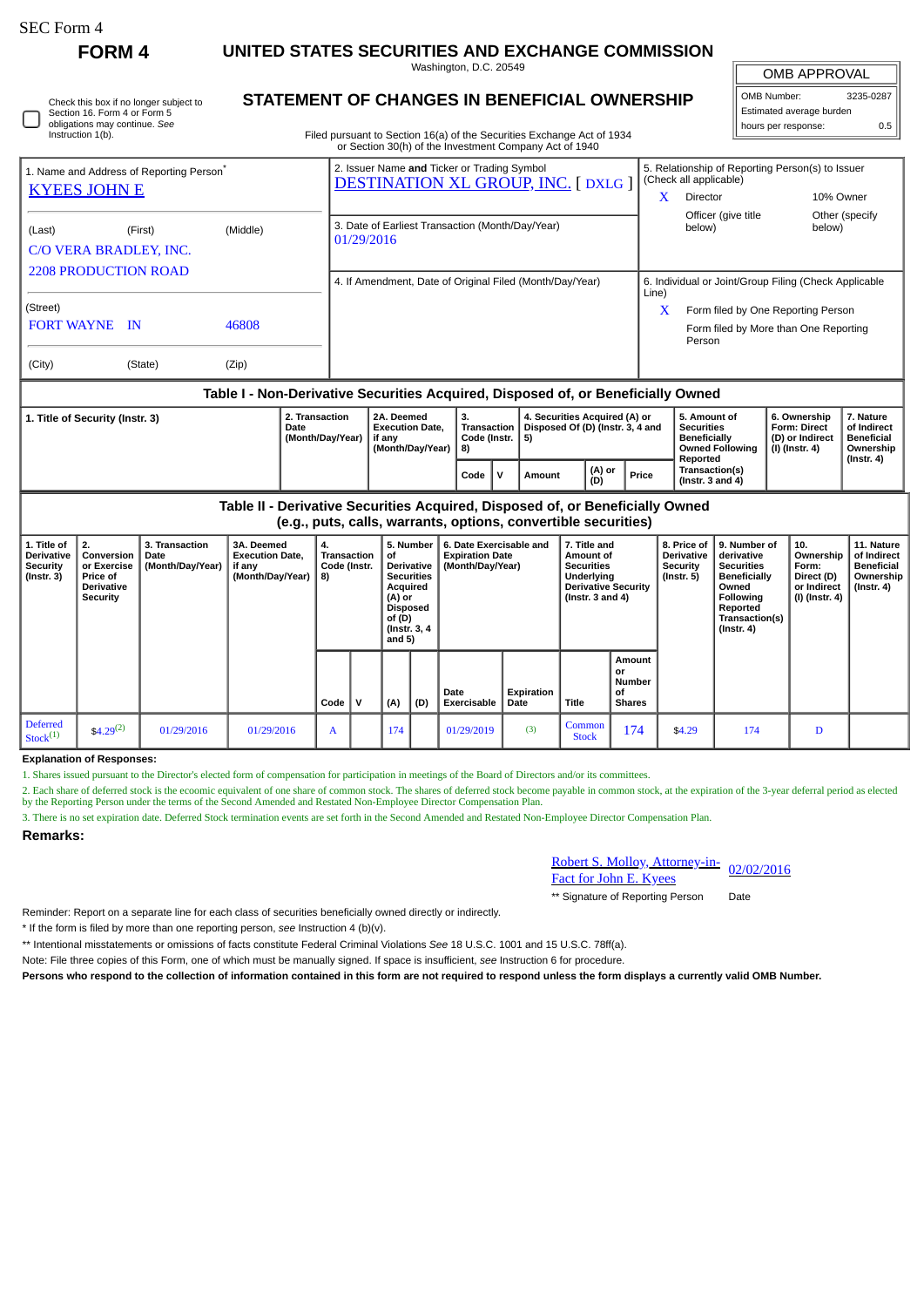SEC Form 4

**FORM 4**

# UNITED STATES SECURITIES AND EXCHANGE COMMISSION

Washington, D.C. 20549

☐ Check this box if no longer subject to Section 16. Form 4 or Form 5 obligations may continue. *See* Instruction 1(b).

## STATEMENT OF CHANGES IN BENEFICIAL OWNERSHIP

Filed pursuant to Section 16(a) of the Securities Exchange Act of 1934 or Section 30(h) of the Investment Company Act of 1940

| OMB APPROVAL | |
|---|---|
| OMB Number: | 3235-0287 |
| Estimated average burden | |
| hours per response: | 0.5 |

| 1. Name and Address of Reporting Person* | 2. Issuer Name **and** Ticker or Trading Symbol | 5. Relationship of Reporting Person(s) to Issuer (Check all applicable) |
|---|---|---|
| KYEES JOHN E | DESTINATION XL GROUP, INC. [ DXLG ] | X Director; 10% Owner; Officer (give title below); Other (specify below) |
| (Last) (First) (Middle) C/O VERA BRADLEY, INC. 2208 PRODUCTION ROAD | 3. Date of Earliest Transaction (Month/Day/Year) 01/29/2016 | |
| (Street) FORT WAYNE IN 46808 | 4. If Amendment, Date of Original Filed (Month/Day/Year) | 6. Individual or Joint/Group Filing (Check Applicable Line) X Form filed by One Reporting Person; Form filed by More than One Reporting Person |
| (City) (State) (Zip) | | |

### Table I - Non-Derivative Securities Acquired, Disposed of, or Beneficially Owned

| 1. Title of Security (Instr. 3) | 2. Transaction Date (Month/Day/Year) | 2A. Deemed Execution Date, if any (Month/Day/Year) | 3. Transaction Code (Instr. 8) | | 4. Securities Acquired (A) or Disposed Of (D) (Instr. 3, 4 and 5) | | | 5. Amount of Securities Beneficially Owned Following Reported Transaction(s) (Instr. 3 and 4) | 6. Ownership Form: Direct (D) or Indirect (I) (Instr. 4) | 7. Nature of Indirect Beneficial Ownership (Instr. 4) |
|---|---|---|---|---|---|---|---|---|---|---|
| | | | Code | V | Amount | (A) or (D) | Price | | | |

### Table II - Derivative Securities Acquired, Disposed of, or Beneficially Owned (e.g., puts, calls, warrants, options, convertible securities)

| 1. Title of Derivative Security (Instr. 3) | 2. Conversion or Exercise Price of Derivative Security | 3. Transaction Date (Month/Day/Year) | 3A. Deemed Execution Date, if any (Month/Day/Year) | 4. Transaction Code (Instr. 8) | | 5. Number of Derivative Securities Acquired (A) or Disposed of (D) (Instr. 3, 4 and 5) | | 6. Date Exercisable and Expiration Date (Month/Day/Year) | | 7. Title and Amount of Securities Underlying Derivative Security (Instr. 3 and 4) | | 8. Price of Derivative Security (Instr. 5) | 9. Number of derivative Securities Beneficially Owned Following Reported Transaction(s) (Instr. 4) | 10. Ownership Form: Direct (D) or Indirect (I) (Instr. 4) | 11. Nature of Indirect Beneficial Ownership (Instr. 4) |
|---|---|---|---|---|---|---|---|---|---|---|---|---|---|---|---|
| | | | | Code | V | (A) | (D) | Date Exercisable | Expiration Date | Title | Amount or Number of Shares | | | | |
| Deferred Stock[(1)] | $4.29[(2)] | 01/29/2016 | 01/29/2016 | A | | 174 | | 01/29/2019 | [(3)] | Common Stock | 174 | $4.29 | 174 | D | |

**Explanation of Responses:**

1. Shares issued pursuant to the Director's elected form of compensation for participation in meetings of the Board of Directors and/or its committees.

2. Each share of deferred stock is the ecoomic equivalent of one share of common stock. The shares of deferred stock become payable in common stock, at the expiration of the 3-year deferral period as elected by the Reporting Person under the terms of the Second Amended and Restated Non-Employee Director Compensation Plan.

3. There is no set expiration date. Deferred Stock termination events are set forth in the Second Amended and Restated Non-Employee Director Compensation Plan.

**Remarks:**

Robert S. Molloy, Attorney-in-Fact for John E. Kyees — 02/02/2016

** Signature of Reporting Person — Date

Reminder: Report on a separate line for each class of securities beneficially owned directly or indirectly.

* If the form is filed by more than one reporting person, *see* Instruction 4 (b)(v).

** Intentional misstatements or omissions of facts constitute Federal Criminal Violations *See* 18 U.S.C. 1001 and 15 U.S.C. 78ff(a).

Note: File three copies of this Form, one of which must be manually signed. If space is insufficient, *see* Instruction 6 for procedure.

**Persons who respond to the collection of information contained in this form are not required to respond unless the form displays a currently valid OMB Number.**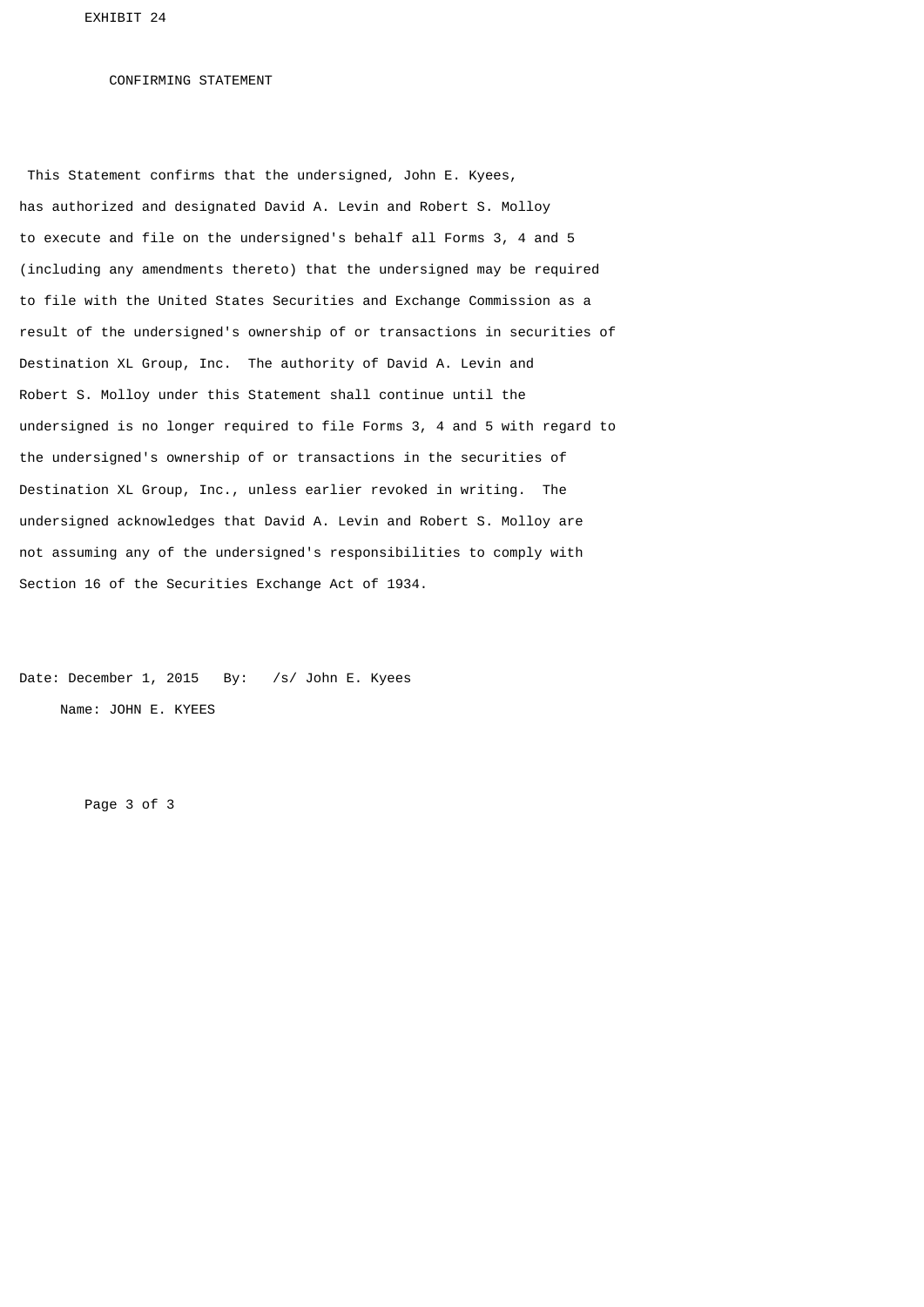EXHIBIT 24

# CONFIRMING STATEMENT

This Statement confirms that the undersigned, John E. Kyees, has authorized and designated David A. Levin and Robert S. Molloy to execute and file on the undersigned's behalf all Forms 3, 4 and 5 (including any amendments thereto) that the undersigned may be required to file with the United States Securities and Exchange Commission as a result of the undersigned's ownership of or transactions in securities of Destination XL Group, Inc. The authority of David A. Levin and Robert S. Molloy under this Statement shall continue until the undersigned is no longer required to file Forms 3, 4 and 5 with regard to the undersigned's ownership of or transactions in the securities of Destination XL Group, Inc., unless earlier revoked in writing. The undersigned acknowledges that David A. Levin and Robert S. Molloy are not assuming any of the undersigned's responsibilities to comply with Section 16 of the Securities Exchange Act of 1934.

Date: December 1, 2015 By: /s/ John E. Kyees

Name: JOHN E. KYEES